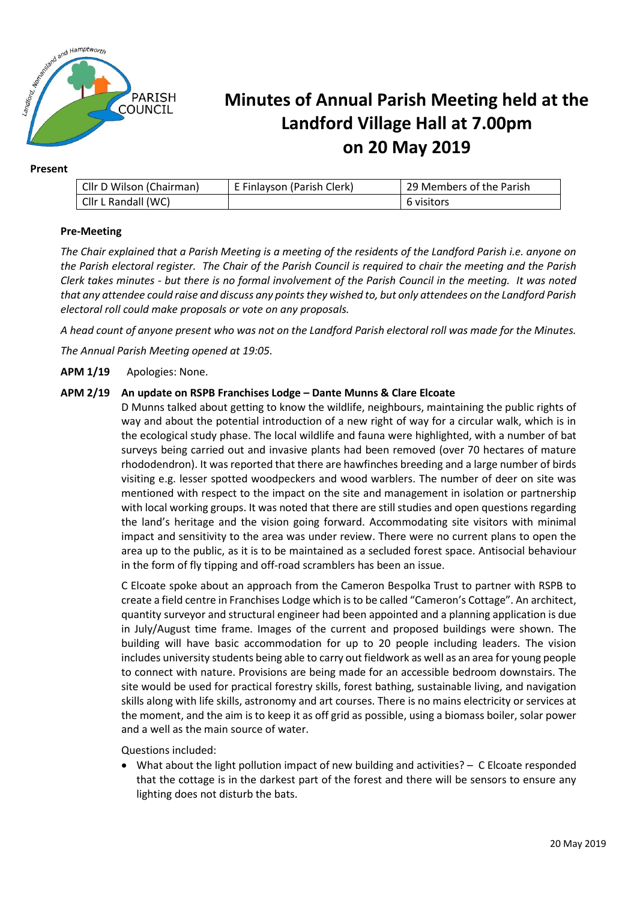PARISH COUNCIL

# Minutes of Annual Parish Meeting held at the Landford Village Hall at 7.00pm on 20 May 2019

**Present**

| Cllr D Wilson (Chairman) | E Finlayson (Parish Clerk) | 29 Members of the Parish |
|---|---|---|
| Cllr L Randall (WC) | | 6 visitors |

**Pre-Meeting**

*The Chair explained that a Parish Meeting is a meeting of the residents of the Landford Parish i.e. anyone on the Parish electoral register. The Chair of the Parish Council is required to chair the meeting and the Parish Clerk takes minutes - but there is no formal involvement of the Parish Council in the meeting. It was noted that any attendee could raise and discuss any points they wished to, but only attendees on the Landford Parish electoral roll could make proposals or vote on any proposals.*

*A head count of anyone present who was not on the Landford Parish electoral roll was made for the Minutes.*

*The Annual Parish Meeting opened at 19:05.*

**APM 1/19** Apologies: None.

**APM 2/19 An update on RSPB Franchises Lodge – Dante Munns & Clare Elcoate**

D Munns talked about getting to know the wildlife, neighbours, maintaining the public rights of way and about the potential introduction of a new right of way for a circular walk, which is in the ecological study phase. The local wildlife and fauna were highlighted, with a number of bat surveys being carried out and invasive plants had been removed (over 70 hectares of mature rhododendron). It was reported that there are hawfinches breeding and a large number of birds visiting e.g. lesser spotted woodpeckers and wood warblers. The number of deer on site was mentioned with respect to the impact on the site and management in isolation or partnership with local working groups. It was noted that there are still studies and open questions regarding the land's heritage and the vision going forward. Accommodating site visitors with minimal impact and sensitivity to the area was under review. There were no current plans to open the area up to the public, as it is to be maintained as a secluded forest space. Antisocial behaviour in the form of fly tipping and off-road scramblers has been an issue.

C Elcoate spoke about an approach from the Cameron Bespolka Trust to partner with RSPB to create a field centre in Franchises Lodge which is to be called "Cameron's Cottage". An architect, quantity surveyor and structural engineer had been appointed and a planning application is due in July/August time frame. Images of the current and proposed buildings were shown. The building will have basic accommodation for up to 20 people including leaders. The vision includes university students being able to carry out fieldwork as well as an area for young people to connect with nature. Provisions are being made for an accessible bedroom downstairs. The site would be used for practical forestry skills, forest bathing, sustainable living, and navigation skills along with life skills, astronomy and art courses. There is no mains electricity or services at the moment, and the aim is to keep it as off grid as possible, using a biomass boiler, solar power and a well as the main source of water.

Questions included:

- What about the light pollution impact of new building and activities? – C Elcoate responded that the cottage is in the darkest part of the forest and there will be sensors to ensure any lighting does not disturb the bats.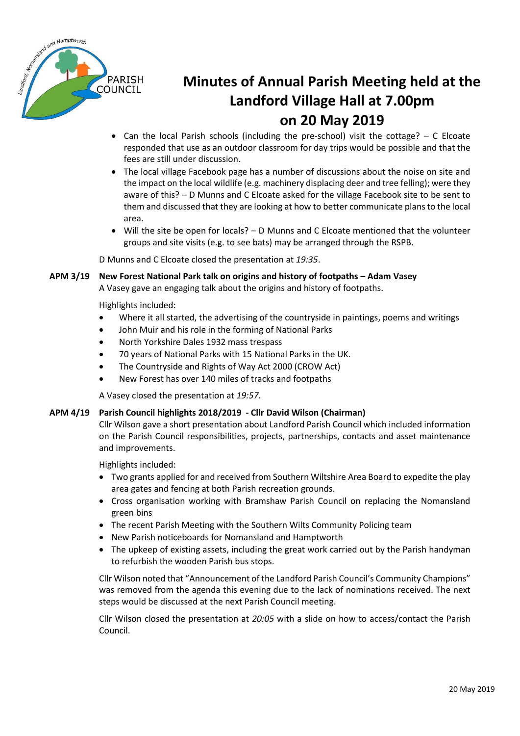# Minutes of Annual Parish Meeting held at the Landford Village Hall at 7.00pm on 20 May 2019

- Can the local Parish schools (including the pre-school) visit the cottage? – C Elcoate responded that use as an outdoor classroom for day trips would be possible and that the fees are still under discussion.
- The local village Facebook page has a number of discussions about the noise on site and the impact on the local wildlife (e.g. machinery displacing deer and tree felling); were they aware of this? – D Munns and C Elcoate asked for the village Facebook site to be sent to them and discussed that they are looking at how to better communicate plans to the local area.
- Will the site be open for locals? – D Munns and C Elcoate mentioned that the volunteer groups and site visits (e.g. to see bats) may be arranged through the RSPB.

D Munns and C Elcoate closed the presentation at *19:35*.

**APM 3/19 New Forest National Park talk on origins and history of footpaths – Adam Vasey**

A Vasey gave an engaging talk about the origins and history of footpaths.

Highlights included:

- Where it all started, the advertising of the countryside in paintings, poems and writings
- John Muir and his role in the forming of National Parks
- North Yorkshire Dales 1932 mass trespass
- 70 years of National Parks with 15 National Parks in the UK.
- The Countryside and Rights of Way Act 2000 (CROW Act)
- New Forest has over 140 miles of tracks and footpaths

A Vasey closed the presentation at *19:57*.

**APM 4/19 Parish Council highlights 2018/2019 - Cllr David Wilson (Chairman)**

Cllr Wilson gave a short presentation about Landford Parish Council which included information on the Parish Council responsibilities, projects, partnerships, contacts and asset maintenance and improvements.

Highlights included:

- Two grants applied for and received from Southern Wiltshire Area Board to expedite the play area gates and fencing at both Parish recreation grounds.
- Cross organisation working with Bramshaw Parish Council on replacing the Nomansland green bins
- The recent Parish Meeting with the Southern Wilts Community Policing team
- New Parish noticeboards for Nomansland and Hamptworth
- The upkeep of existing assets, including the great work carried out by the Parish handyman to refurbish the wooden Parish bus stops.

Cllr Wilson noted that "Announcement of the Landford Parish Council's Community Champions" was removed from the agenda this evening due to the lack of nominations received. The next steps would be discussed at the next Parish Council meeting.

Cllr Wilson closed the presentation at *20:05* with a slide on how to access/contact the Parish Council.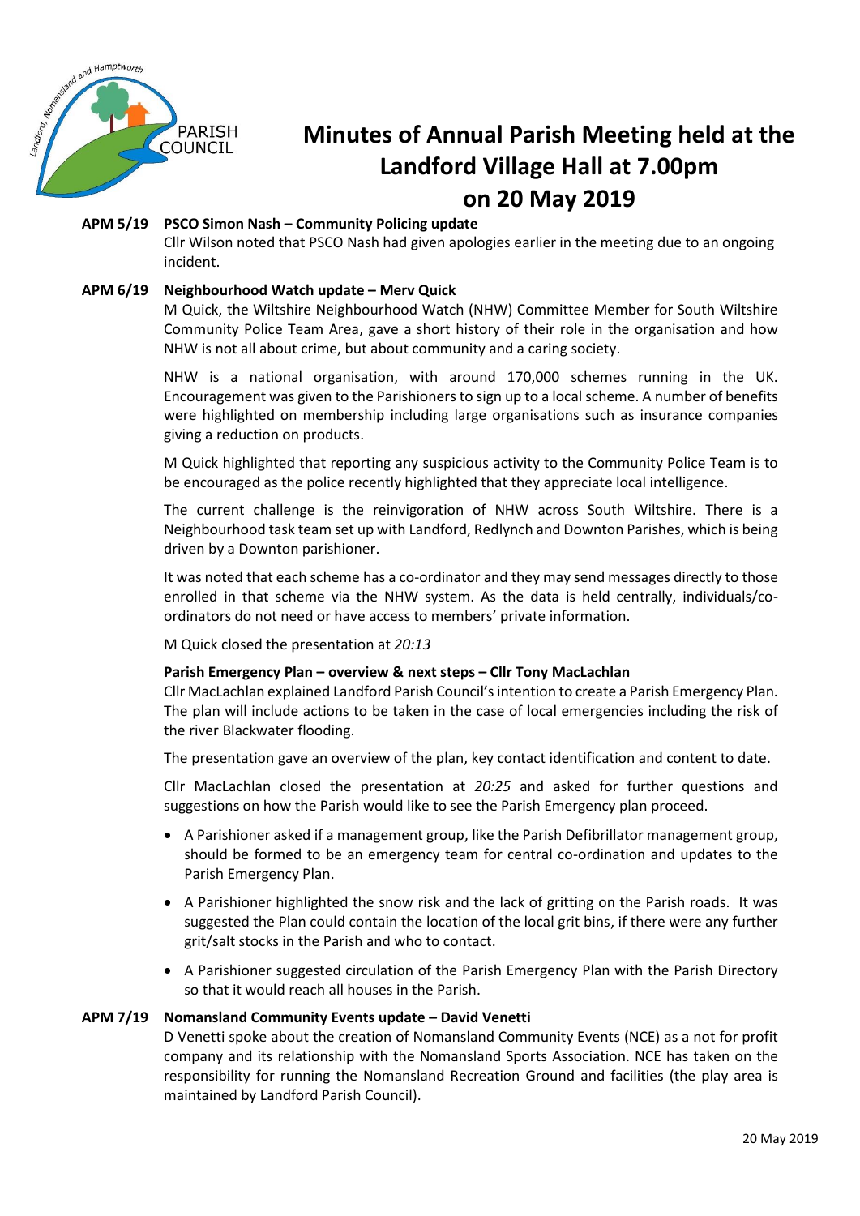# Minutes of Annual Parish Meeting held at the Landford Village Hall at 7.00pm on 20 May 2019

**APM 5/19 PSCO Simon Nash – Community Policing update**

Cllr Wilson noted that PSCO Nash had given apologies earlier in the meeting due to an ongoing incident.

**APM 6/19 Neighbourhood Watch update – Merv Quick**

M Quick, the Wiltshire Neighbourhood Watch (NHW) Committee Member for South Wiltshire Community Police Team Area, gave a short history of their role in the organisation and how NHW is not all about crime, but about community and a caring society.

NHW is a national organisation, with around 170,000 schemes running in the UK. Encouragement was given to the Parishioners to sign up to a local scheme. A number of benefits were highlighted on membership including large organisations such as insurance companies giving a reduction on products.

M Quick highlighted that reporting any suspicious activity to the Community Police Team is to be encouraged as the police recently highlighted that they appreciate local intelligence.

The current challenge is the reinvigoration of NHW across South Wiltshire. There is a Neighbourhood task team set up with Landford, Redlynch and Downton Parishes, which is being driven by a Downton parishioner.

It was noted that each scheme has a co-ordinator and they may send messages directly to those enrolled in that scheme via the NHW system. As the data is held centrally, individuals/co-ordinators do not need or have access to members' private information.

M Quick closed the presentation at *20:13*

**Parish Emergency Plan – overview & next steps – Cllr Tony MacLachlan**

Cllr MacLachlan explained Landford Parish Council's intention to create a Parish Emergency Plan. The plan will include actions to be taken in the case of local emergencies including the risk of the river Blackwater flooding.

The presentation gave an overview of the plan, key contact identification and content to date.

Cllr MacLachlan closed the presentation at *20:25* and asked for further questions and suggestions on how the Parish would like to see the Parish Emergency plan proceed.

- A Parishioner asked if a management group, like the Parish Defibrillator management group, should be formed to be an emergency team for central co-ordination and updates to the Parish Emergency Plan.
- A Parishioner highlighted the snow risk and the lack of gritting on the Parish roads. It was suggested the Plan could contain the location of the local grit bins, if there were any further grit/salt stocks in the Parish and who to contact.
- A Parishioner suggested circulation of the Parish Emergency Plan with the Parish Directory so that it would reach all houses in the Parish.

**APM 7/19 Nomansland Community Events update – David Venetti**

D Venetti spoke about the creation of Nomansland Community Events (NCE) as a not for profit company and its relationship with the Nomansland Sports Association. NCE has taken on the responsibility for running the Nomansland Recreation Ground and facilities (the play area is maintained by Landford Parish Council).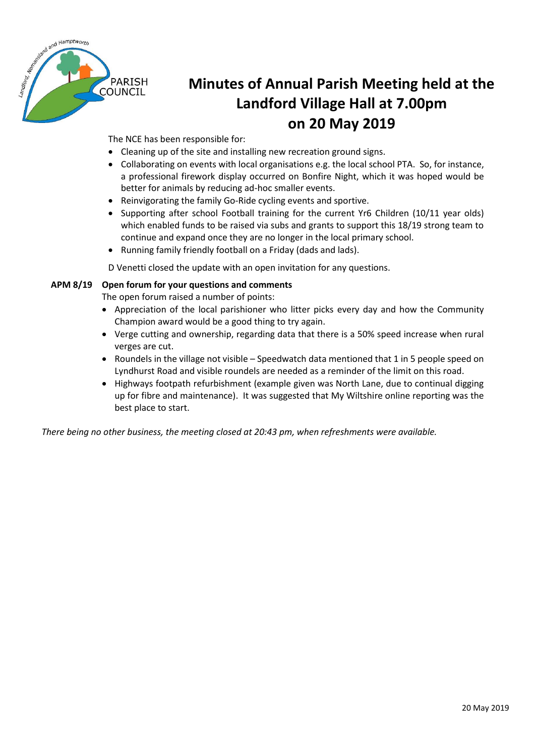# Minutes of Annual Parish Meeting held at the Landford Village Hall at 7.00pm on 20 May 2019

The NCE has been responsible for:

- Cleaning up of the site and installing new recreation ground signs.
- Collaborating on events with local organisations e.g. the local school PTA. So, for instance, a professional firework display occurred on Bonfire Night, which it was hoped would be better for animals by reducing ad-hoc smaller events.
- Reinvigorating the family Go-Ride cycling events and sportive.
- Supporting after school Football training for the current Yr6 Children (10/11 year olds) which enabled funds to be raised via subs and grants to support this 18/19 strong team to continue and expand once they are no longer in the local primary school.
- Running family friendly football on a Friday (dads and lads).

D Venetti closed the update with an open invitation for any questions.

**APM 8/19 Open forum for your questions and comments**

The open forum raised a number of points:

- Appreciation of the local parishioner who litter picks every day and how the Community Champion award would be a good thing to try again.
- Verge cutting and ownership, regarding data that there is a 50% speed increase when rural verges are cut.
- Roundels in the village not visible – Speedwatch data mentioned that 1 in 5 people speed on Lyndhurst Road and visible roundels are needed as a reminder of the limit on this road.
- Highways footpath refurbishment (example given was North Lane, due to continual digging up for fibre and maintenance). It was suggested that My Wiltshire online reporting was the best place to start.

*There being no other business, the meeting closed at 20:43 pm, when refreshments were available.*